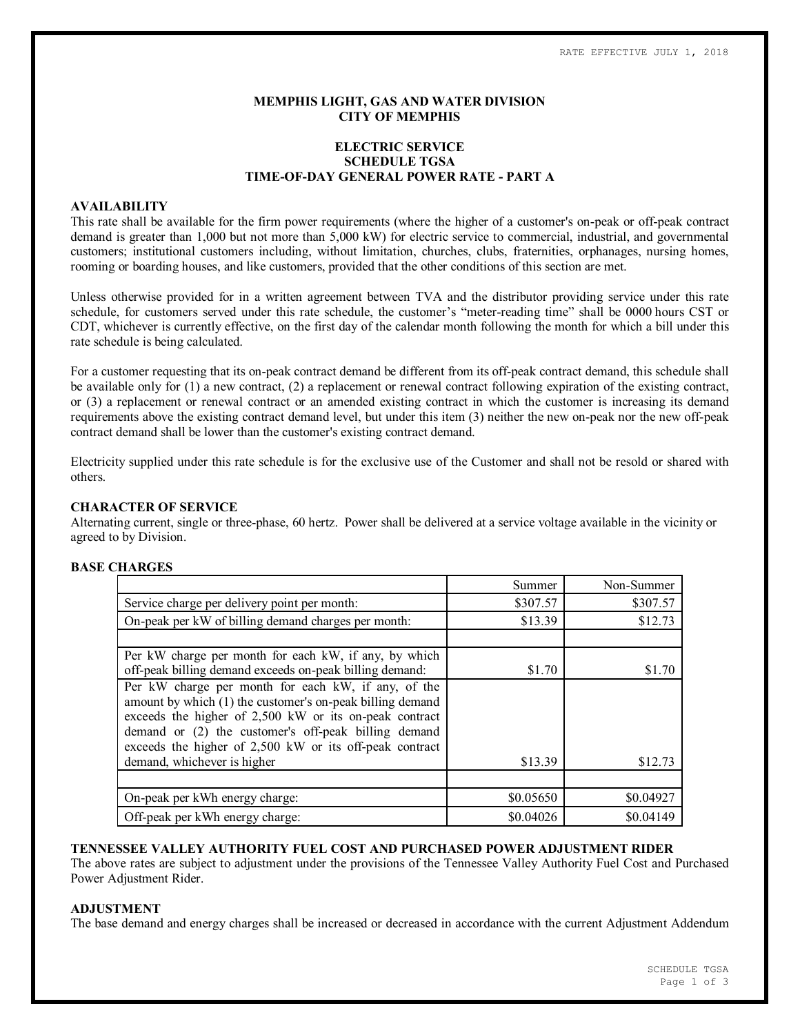RATE EFFECTIVE JULY 1, 2018

# MEMPHIS LIGHT, GAS AND WATER DIVISION
# CITY OF MEMPHIS

## ELECTRIC SERVICE
## SCHEDULE TGSA
## TIME-OF-DAY GENERAL POWER RATE - PART A

### AVAILABILITY

This rate shall be available for the firm power requirements (where the higher of a customer's on-peak or off-peak contract demand is greater than 1,000 but not more than 5,000 kW) for electric service to commercial, industrial, and governmental customers; institutional customers including, without limitation, churches, clubs, fraternities, orphanages, nursing homes, rooming or boarding houses, and like customers, provided that the other conditions of this section are met.

Unless otherwise provided for in a written agreement between TVA and the distributor providing service under this rate schedule, for customers served under this rate schedule, the customer's "meter-reading time" shall be 0000 hours CST or CDT, whichever is currently effective, on the first day of the calendar month following the month for which a bill under this rate schedule is being calculated.

For a customer requesting that its on-peak contract demand be different from its off-peak contract demand, this schedule shall be available only for (1) a new contract, (2) a replacement or renewal contract following expiration of the existing contract, or (3) a replacement or renewal contract or an amended existing contract in which the customer is increasing its demand requirements above the existing contract demand level, but under this item (3) neither the new on-peak nor the new off-peak contract demand shall be lower than the customer's existing contract demand.

Electricity supplied under this rate schedule is for the exclusive use of the Customer and shall not be resold or shared with others.

### CHARACTER OF SERVICE

Alternating current, single or three-phase, 60 hertz. Power shall be delivered at a service voltage available in the vicinity or agreed to by Division.

### BASE CHARGES

| | Summer | Non-Summer |
|---|---|---|
| Service charge per delivery point per month: | $307.57 | $307.57 |
| On-peak per kW of billing demand charges per month: | $13.39 | $12.73 |
| | | |
| Per kW charge per month for each kW, if any, by which off-peak billing demand exceeds on-peak billing demand: | $1.70 | $1.70 |
| Per kW charge per month for each kW, if any, of the amount by which (1) the customer's on-peak billing demand exceeds the higher of 2,500 kW or its on-peak contract demand or (2) the customer's off-peak billing demand exceeds the higher of 2,500 kW or its off-peak contract demand, whichever is higher | $13.39 | $12.73 |
| | | |
| On-peak per kWh energy charge: | $0.05650 | $0.04927 |
| Off-peak per kWh energy charge: | $0.04026 | $0.04149 |

### TENNESSEE VALLEY AUTHORITY FUEL COST AND PURCHASED POWER ADJUSTMENT RIDER

The above rates are subject to adjustment under the provisions of the Tennessee Valley Authority Fuel Cost and Purchased Power Adjustment Rider.

### ADJUSTMENT

The base demand and energy charges shall be increased or decreased in accordance with the current Adjustment Addendum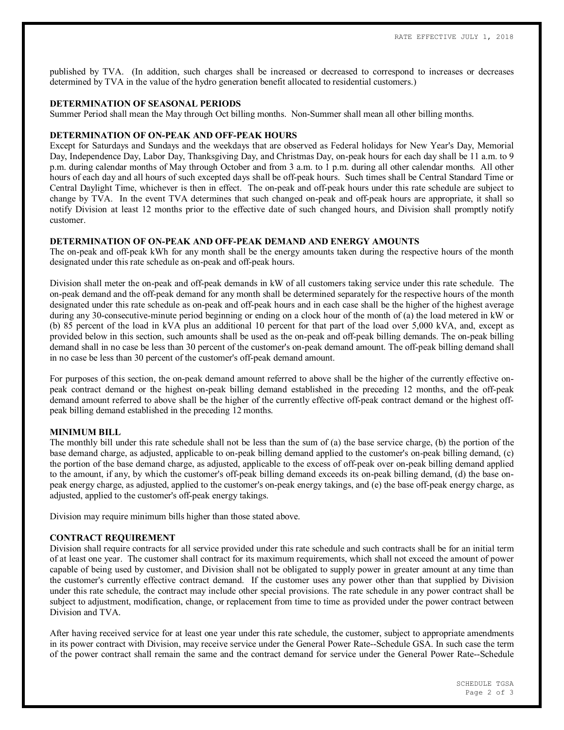published by TVA. (In addition, such charges shall be increased or decreased to correspond to increases or decreases determined by TVA in the value of the hydro generation benefit allocated to residential customers.)

**DETERMINATION OF SEASONAL PERIODS**

Summer Period shall mean the May through Oct billing months. Non-Summer shall mean all other billing months.

**DETERMINATION OF ON-PEAK AND OFF-PEAK HOURS**

Except for Saturdays and Sundays and the weekdays that are observed as Federal holidays for New Year's Day, Memorial Day, Independence Day, Labor Day, Thanksgiving Day, and Christmas Day, on-peak hours for each day shall be 11 a.m. to 9 p.m. during calendar months of May through October and from 3 a.m. to 1 p.m. during all other calendar months. All other hours of each day and all hours of such excepted days shall be off-peak hours. Such times shall be Central Standard Time or Central Daylight Time, whichever is then in effect. The on-peak and off-peak hours under this rate schedule are subject to change by TVA. In the event TVA determines that such changed on-peak and off-peak hours are appropriate, it shall so notify Division at least 12 months prior to the effective date of such changed hours, and Division shall promptly notify customer.

**DETERMINATION OF ON-PEAK AND OFF-PEAK DEMAND AND ENERGY AMOUNTS**

The on-peak and off-peak kWh for any month shall be the energy amounts taken during the respective hours of the month designated under this rate schedule as on-peak and off-peak hours.

Division shall meter the on-peak and off-peak demands in kW of all customers taking service under this rate schedule. The on-peak demand and the off-peak demand for any month shall be determined separately for the respective hours of the month designated under this rate schedule as on-peak and off-peak hours and in each case shall be the higher of the highest average during any 30-consecutive-minute period beginning or ending on a clock hour of the month of (a) the load metered in kW or (b) 85 percent of the load in kVA plus an additional 10 percent for that part of the load over 5,000 kVA, and, except as provided below in this section, such amounts shall be used as the on-peak and off-peak billing demands. The on-peak billing demand shall in no case be less than 30 percent of the customer's on-peak demand amount. The off-peak billing demand shall in no case be less than 30 percent of the customer's off-peak demand amount.

For purposes of this section, the on-peak demand amount referred to above shall be the higher of the currently effective on-peak contract demand or the highest on-peak billing demand established in the preceding 12 months, and the off-peak demand amount referred to above shall be the higher of the currently effective off-peak contract demand or the highest off-peak billing demand established in the preceding 12 months.

**MINIMUM BILL**

The monthly bill under this rate schedule shall not be less than the sum of (a) the base service charge, (b) the portion of the base demand charge, as adjusted, applicable to on-peak billing demand applied to the customer's on-peak billing demand, (c) the portion of the base demand charge, as adjusted, applicable to the excess of off-peak over on-peak billing demand applied to the amount, if any, by which the customer's off-peak billing demand exceeds its on-peak billing demand, (d) the base on-peak energy charge, as adjusted, applied to the customer's on-peak energy takings, and (e) the base off-peak energy charge, as adjusted, applied to the customer's off-peak energy takings.

Division may require minimum bills higher than those stated above.

**CONTRACT REQUIREMENT**

Division shall require contracts for all service provided under this rate schedule and such contracts shall be for an initial term of at least one year. The customer shall contract for its maximum requirements, which shall not exceed the amount of power capable of being used by customer, and Division shall not be obligated to supply power in greater amount at any time than the customer's currently effective contract demand. If the customer uses any power other than that supplied by Division under this rate schedule, the contract may include other special provisions. The rate schedule in any power contract shall be subject to adjustment, modification, change, or replacement from time to time as provided under the power contract between Division and TVA.

After having received service for at least one year under this rate schedule, the customer, subject to appropriate amendments in its power contract with Division, may receive service under the General Power Rate--Schedule GSA. In such case the term of the power contract shall remain the same and the contract demand for service under the General Power Rate--Schedule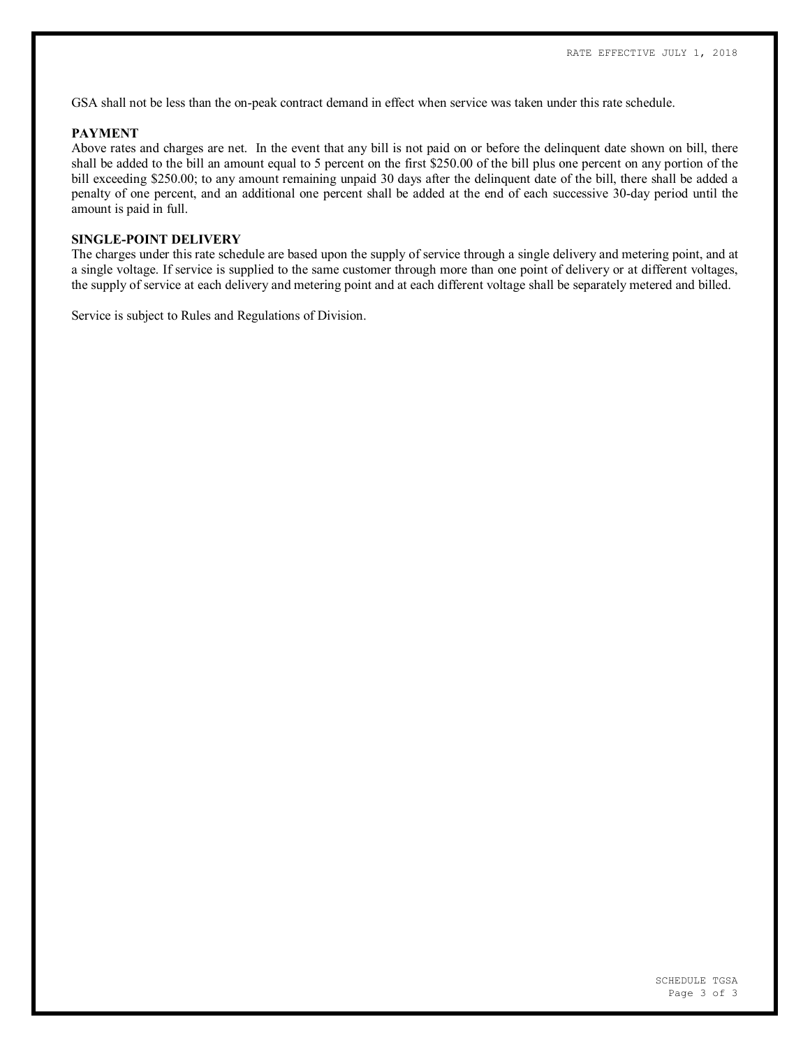GSA shall not be less than the on-peak contract demand in effect when service was taken under this rate schedule.

**PAYMENT**

Above rates and charges are net. In the event that any bill is not paid on or before the delinquent date shown on bill, there shall be added to the bill an amount equal to 5 percent on the first $250.00 of the bill plus one percent on any portion of the bill exceeding $250.00; to any amount remaining unpaid 30 days after the delinquent date of the bill, there shall be added a penalty of one percent, and an additional one percent shall be added at the end of each successive 30-day period until the amount is paid in full.

**SINGLE-POINT DELIVERY**

The charges under this rate schedule are based upon the supply of service through a single delivery and metering point, and at a single voltage. If service is supplied to the same customer through more than one point of delivery or at different voltages, the supply of service at each delivery and metering point and at each different voltage shall be separately metered and billed.

Service is subject to Rules and Regulations of Division.